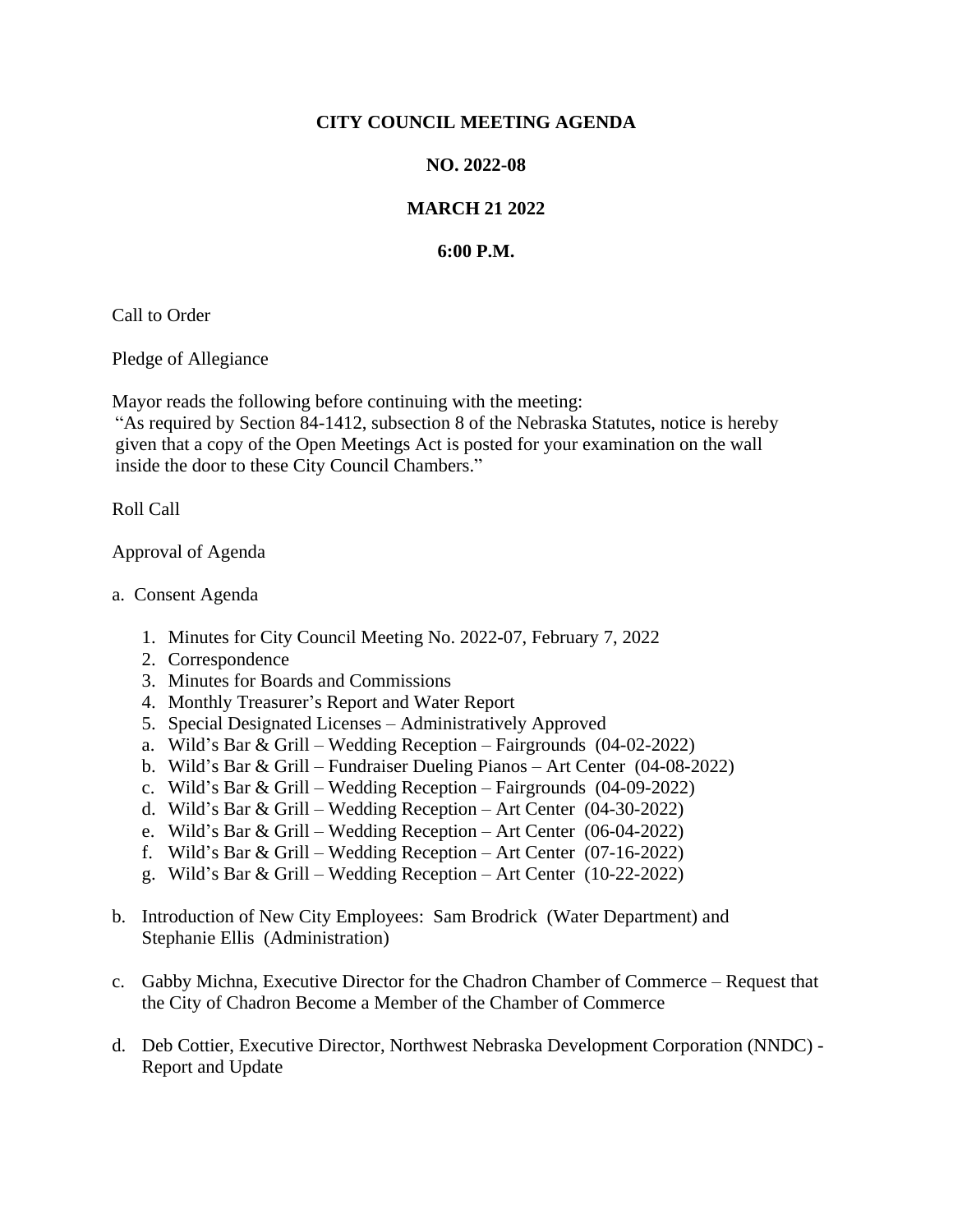**CITY COUNCIL MEETING AGENDA**

**NO. 2022-08**

**MARCH 21 2022**

**6:00 P.M.**

Call to Order

Pledge of Allegiance

Mayor reads the following before continuing with the meeting:
"As required by Section 84-1412, subsection 8 of the Nebraska Statutes, notice is hereby given that a copy of the Open Meetings Act is posted for your examination on the wall inside the door to these City Council Chambers."

Roll Call

Approval of Agenda

a. Consent Agenda

1. Minutes for City Council Meeting No. 2022-07, February 7, 2022
2. Correspondence
3. Minutes for Boards and Commissions
4. Monthly Treasurer's Report and Water Report
5. Special Designated Licenses – Administratively Approved

   a. Wild's Bar & Grill – Wedding Reception – Fairgrounds (04-02-2022)
   b. Wild's Bar & Grill – Fundraiser Dueling Pianos – Art Center (04-08-2022)
   c. Wild's Bar & Grill – Wedding Reception – Fairgrounds (04-09-2022)
   d. Wild's Bar & Grill – Wedding Reception – Art Center (04-30-2022)
   e. Wild's Bar & Grill – Wedding Reception – Art Center (06-04-2022)
   f. Wild's Bar & Grill – Wedding Reception – Art Center (07-16-2022)
   g. Wild's Bar & Grill – Wedding Reception – Art Center (10-22-2022)

b. Introduction of New City Employees: Sam Brodrick (Water Department) and Stephanie Ellis (Administration)

c. Gabby Michna, Executive Director for the Chadron Chamber of Commerce – Request that the City of Chadron Become a Member of the Chamber of Commerce

d. Deb Cottier, Executive Director, Northwest Nebraska Development Corporation (NNDC) - Report and Update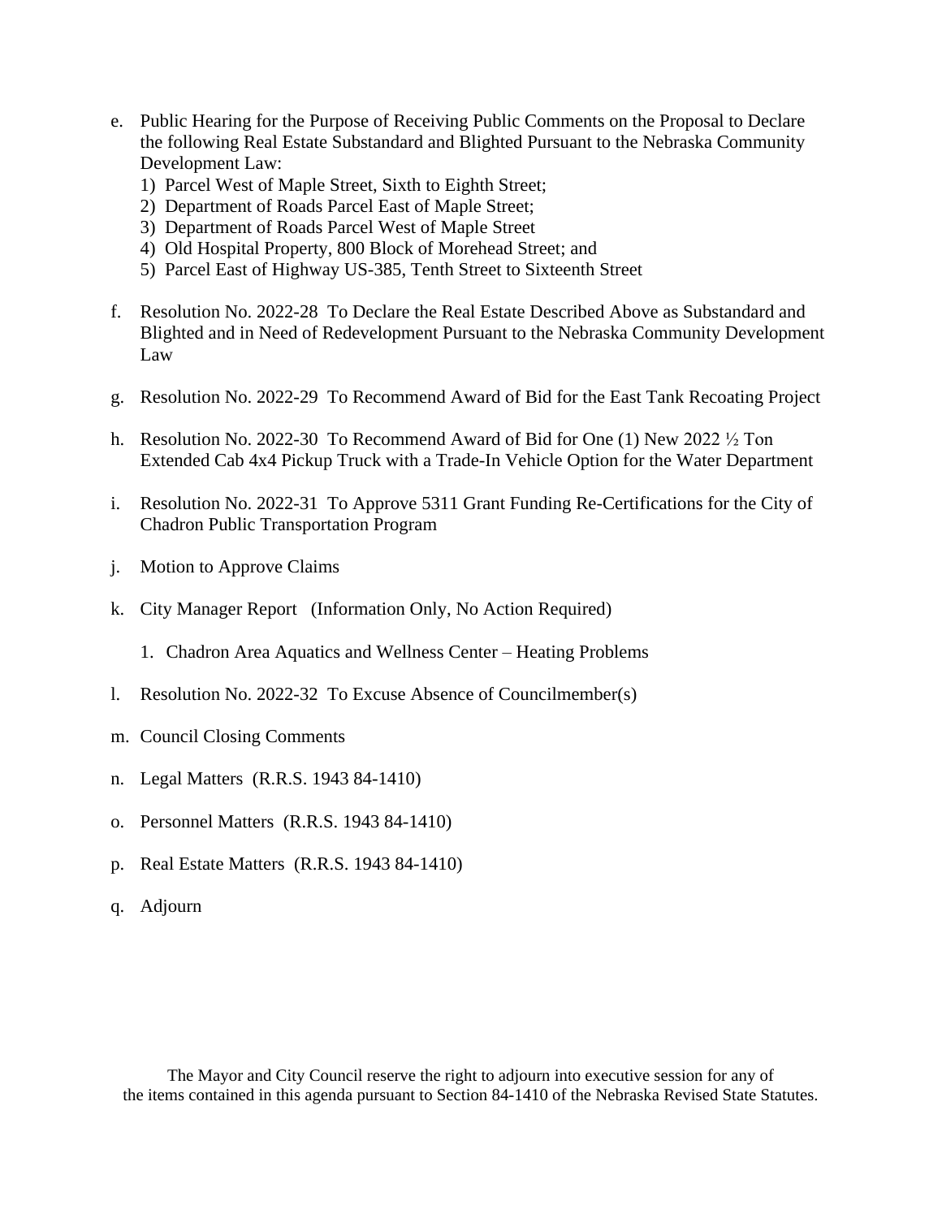e. Public Hearing for the Purpose of Receiving Public Comments on the Proposal to Declare the following Real Estate Substandard and Blighted Pursuant to the Nebraska Community Development Law:
   1) Parcel West of Maple Street, Sixth to Eighth Street;
   2) Department of Roads Parcel East of Maple Street;
   3) Department of Roads Parcel West of Maple Street
   4) Old Hospital Property, 800 Block of Morehead Street; and
   5) Parcel East of Highway US-385, Tenth Street to Sixteenth Street

f. Resolution No. 2022-28 To Declare the Real Estate Described Above as Substandard and Blighted and in Need of Redevelopment Pursuant to the Nebraska Community Development Law

g. Resolution No. 2022-29 To Recommend Award of Bid for the East Tank Recoating Project

h. Resolution No. 2022-30 To Recommend Award of Bid for One (1) New 2022 ½ Ton Extended Cab 4x4 Pickup Truck with a Trade-In Vehicle Option for the Water Department

i. Resolution No. 2022-31 To Approve 5311 Grant Funding Re-Certifications for the City of Chadron Public Transportation Program

j. Motion to Approve Claims

k. City Manager Report (Information Only, No Action Required)

   1. Chadron Area Aquatics and Wellness Center – Heating Problems

l. Resolution No. 2022-32 To Excuse Absence of Councilmember(s)

m. Council Closing Comments

n. Legal Matters (R.R.S. 1943 84-1410)

o. Personnel Matters (R.R.S. 1943 84-1410)

p. Real Estate Matters (R.R.S. 1943 84-1410)

q. Adjourn

The Mayor and City Council reserve the right to adjourn into executive session for any of the items contained in this agenda pursuant to Section 84-1410 of the Nebraska Revised State Statutes.